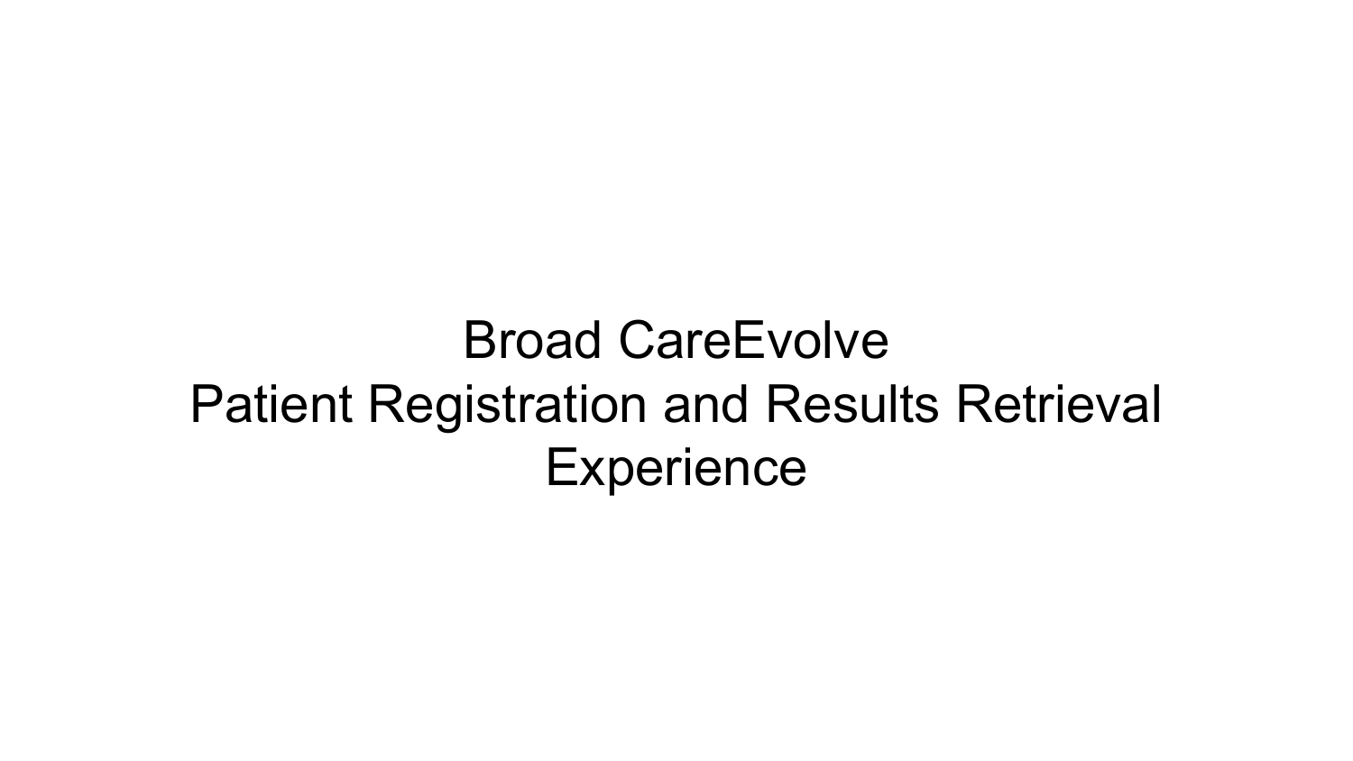# Broad CareEvolve
# Patient Registration and Results Retrieval Experience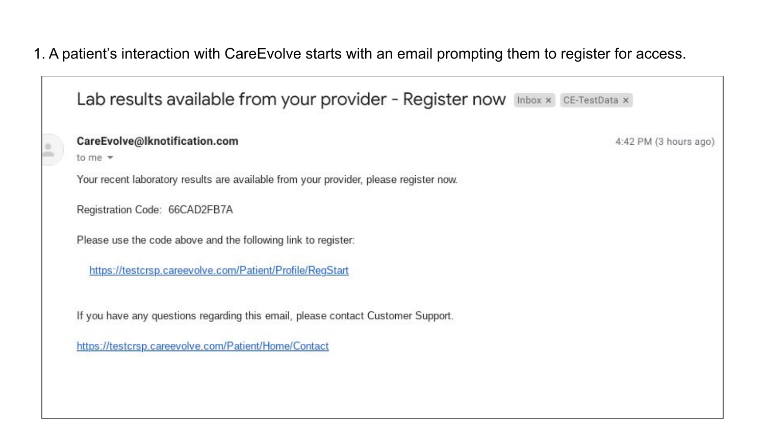1. A patient's interaction with CareEvolve starts with an email prompting them to register for access.

Lab results available from your provider - Register now Inbox × CE-TestData ×

**CareEvolve@lknotification.com**
to me

4:42 PM (3 hours ago)

Your recent laboratory results are available from your provider, please register now.

Registration Code: 66CAD2FB7A

Please use the code above and the following link to register:

https://testcrsp.careevolve.com/Patient/Profile/RegStart

If you have any questions regarding this email, please contact Customer Support.

https://testcrsp.careevolve.com/Patient/Home/Contact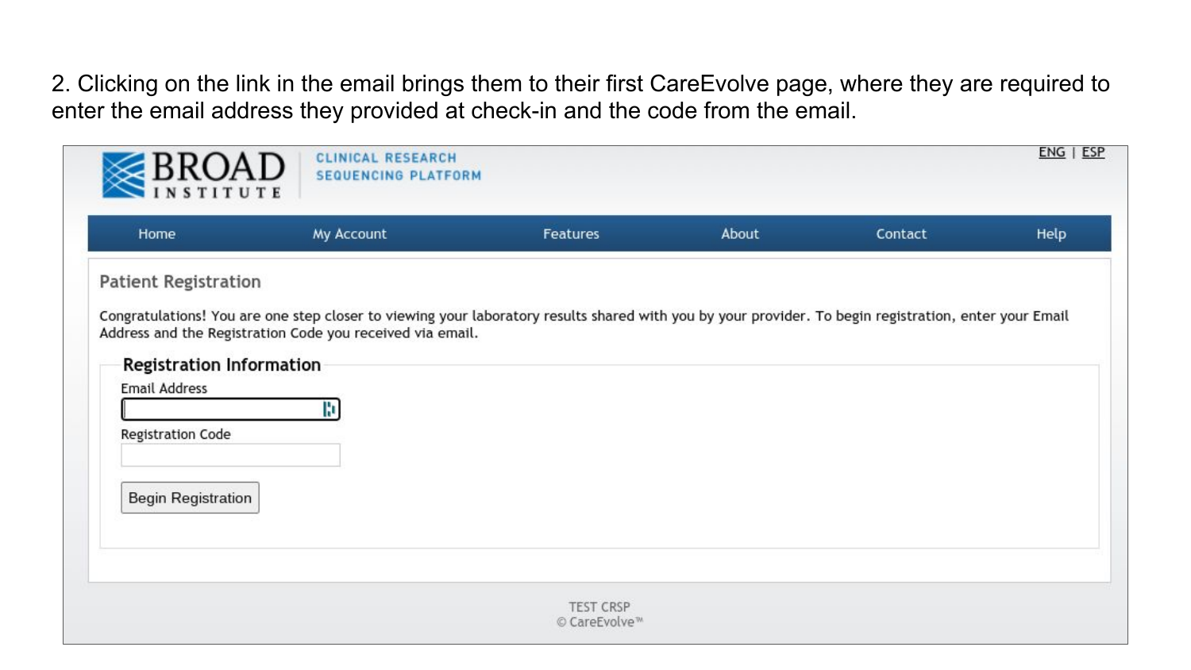2. Clicking on the link in the email brings them to their first CareEvolve page, where they are required to enter the email address they provided at check-in and the code from the email.

BROAD INSTITUTE | CLINICAL RESEARCH SEQUENCING PLATFORM

ENG | ESP

Home | My Account | Features | About | Contact | Help

## Patient Registration

Congratulations! You are one step closer to viewing your laboratory results shared with you by your provider. To begin registration, enter your Email Address and the Registration Code you received via email.

### Registration Information

Email Address

Registration Code

Begin Registration

TEST CRSP
© CareEvolve™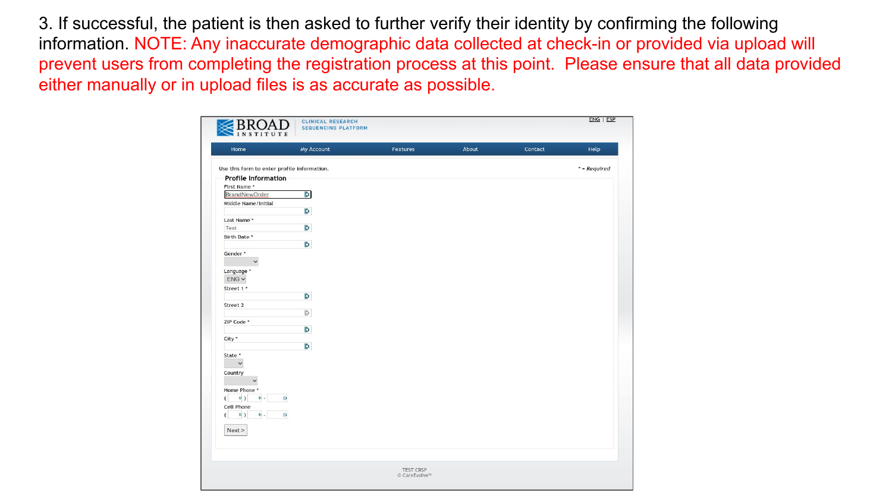3. If successful, the patient is then asked to further verify their identity by confirming the following information. NOTE: Any inaccurate demographic data collected at check-in or provided via upload will prevent users from completing the registration process at this point. Please ensure that all data provided either manually or in upload files is as accurate as possible.

BROAD INSTITUTE | CLINICAL RESEARCH SEQUENCING PLATFORM

ENG | ESP

Home | My Account | Features | About | Contact | Help

Use this form to enter profile information.

* = Required

**Profile Information**

First Name *

BrandNewOrder

Middle Name/Initial

Last Name *

Test

Birth Date *

Gender *

Language *

ENG

Street 1 *

Street 2

ZIP Code *

City *

State *

Country

Home Phone *

( ) -

Cell Phone

( ) -

Next >

TEST CRSP

© CareEvolve™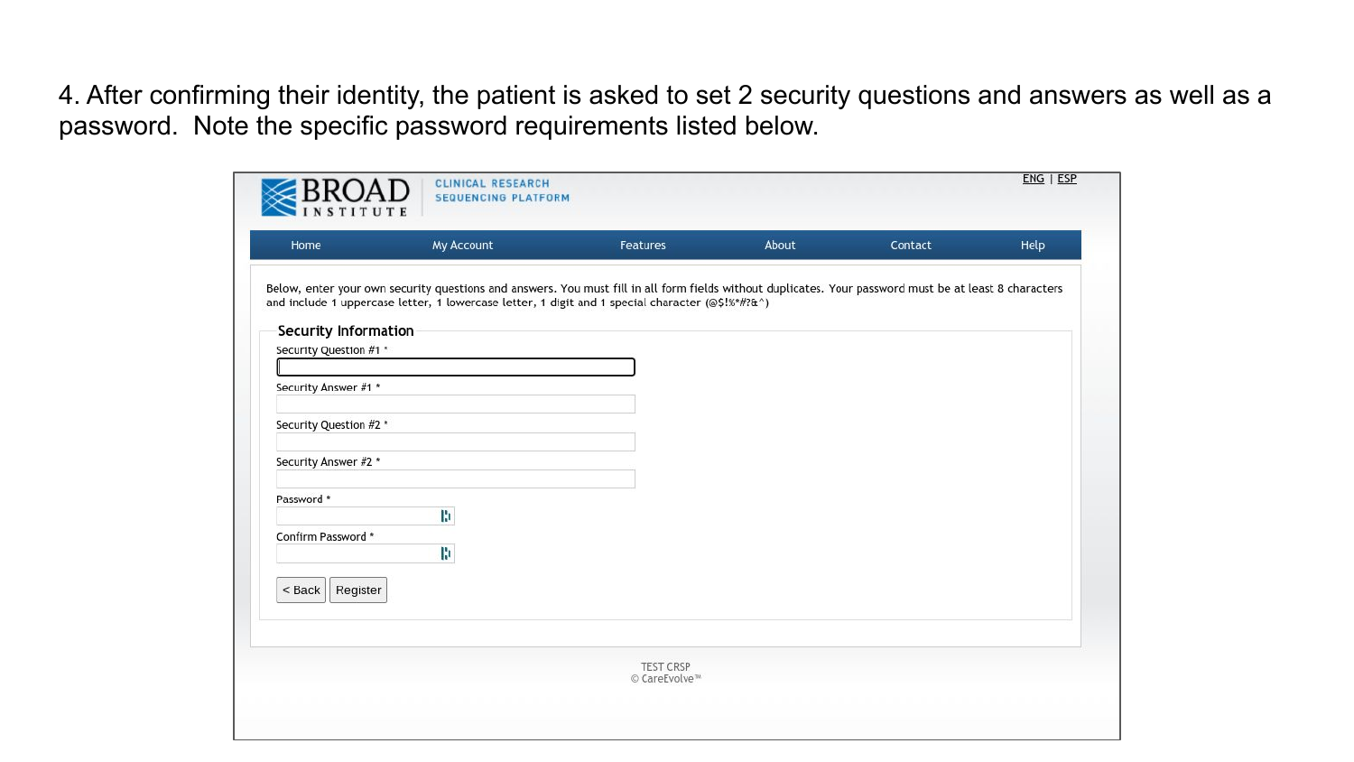4. After confirming their identity, the patient is asked to set 2 security questions and answers as well as a password. Note the specific password requirements listed below.

BROAD INSTITUTE | CLINICAL RESEARCH SEQUENCING PLATFORM

ENG | ESP

Home | My Account | Features | About | Contact | Help

Below, enter your own security questions and answers. You must fill in all form fields without duplicates. Your password must be at least 8 characters and include 1 uppercase letter, 1 lowercase letter, 1 digit and 1 special character (@$!%*#?&^)

**Security Information**

Security Question #1 *

Security Answer #1 *

Security Question #2 *

Security Answer #2 *

Password *

Confirm Password *

< Back | Register

TEST CRSP
© CareEvolve™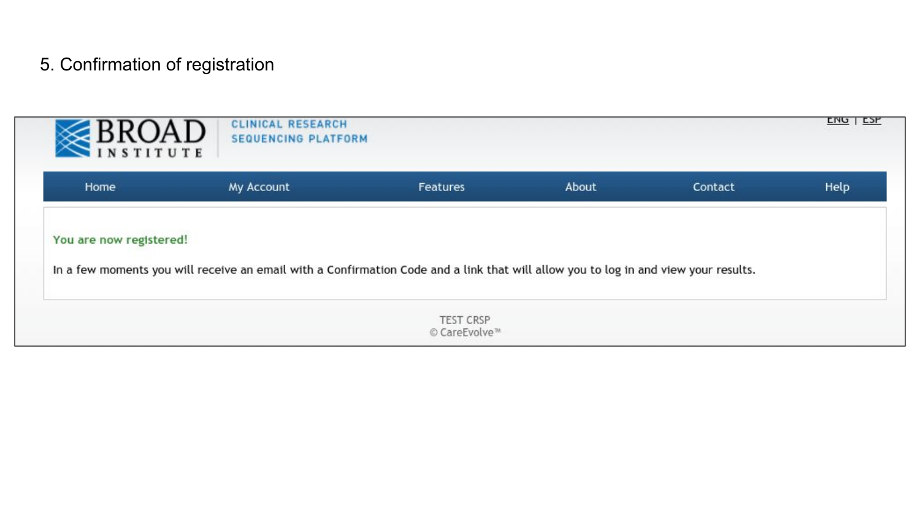5. Confirmation of registration

BROAD INSTITUTE | CLINICAL RESEARCH SEQUENCING PLATFORM

ENG | ESP

Home | My Account | Features | About | Contact | Help

You are now registered!

In a few moments you will receive an email with a Confirmation Code and a link that will allow you to log in and view your results.

TEST CRSP
© CareEvolve™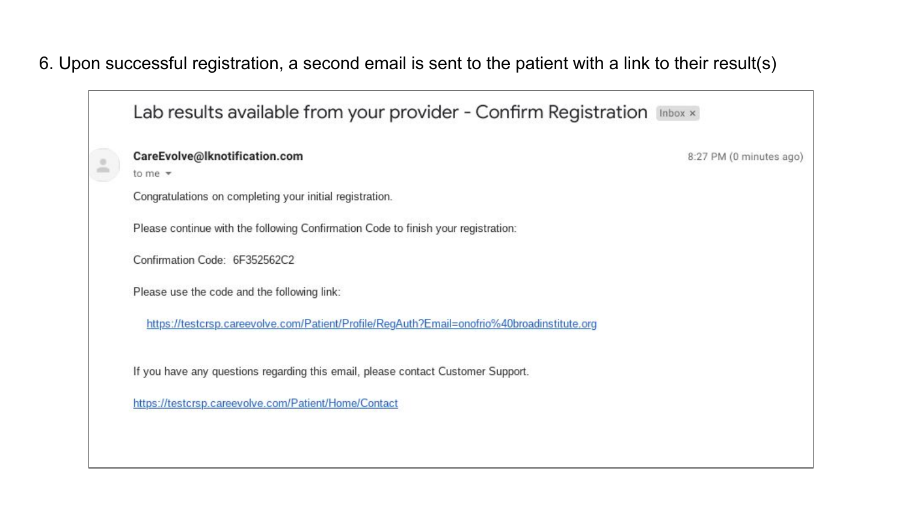6. Upon successful registration, a second email is sent to the patient with a link to their result(s)

**Lab results available from your provider - Confirm Registration** Inbox ×

**CareEvolve@lknotification.com**
to me

8:27 PM (0 minutes ago)

Congratulations on completing your initial registration.

Please continue with the following Confirmation Code to finish your registration:

Confirmation Code: 6F352562C2

Please use the code and the following link:

https://testcrsp.careevolve.com/Patient/Profile/RegAuth?Email=onofrio%40broadinstitute.org

If you have any questions regarding this email, please contact Customer Support.

https://testcrsp.careevolve.com/Patient/Home/Contact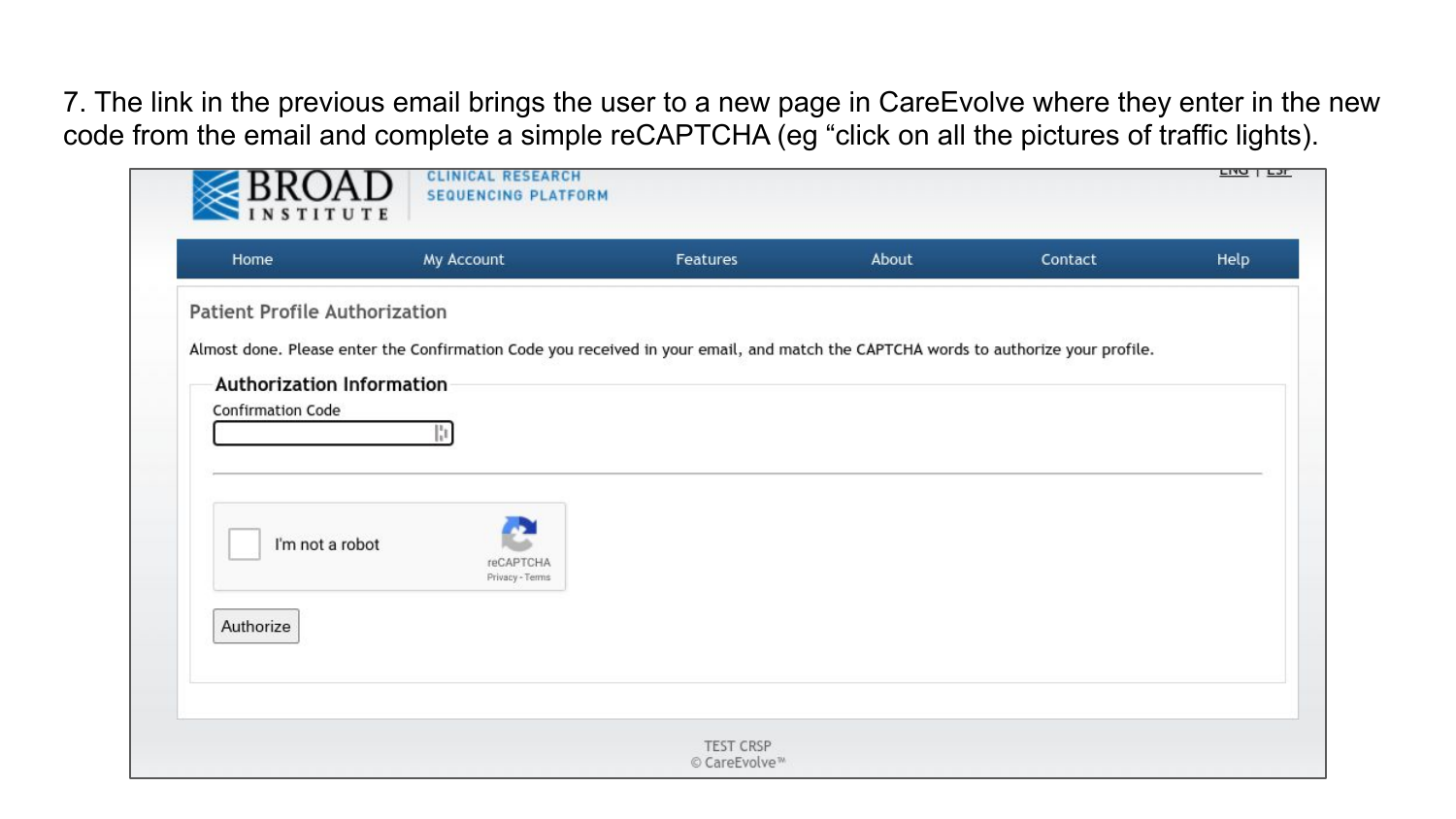7. The link in the previous email brings the user to a new page in CareEvolve where they enter in the new code from the email and complete a simple reCAPTCHA (eg "click on all the pictures of traffic lights).

BROAD INSTITUTE | CLINICAL RESEARCH SEQUENCING PLATFORM

ENG | ESP

Home | My Account | Features | About | Contact | Help

## Patient Profile Authorization

Almost done. Please enter the Confirmation Code you received in your email, and match the CAPTCHA words to authorize your profile.

### Authorization Information

Confirmation Code

I'm not a robot

reCAPTCHA

Privacy - Terms

Authorize

TEST CRSP

© CareEvolve℠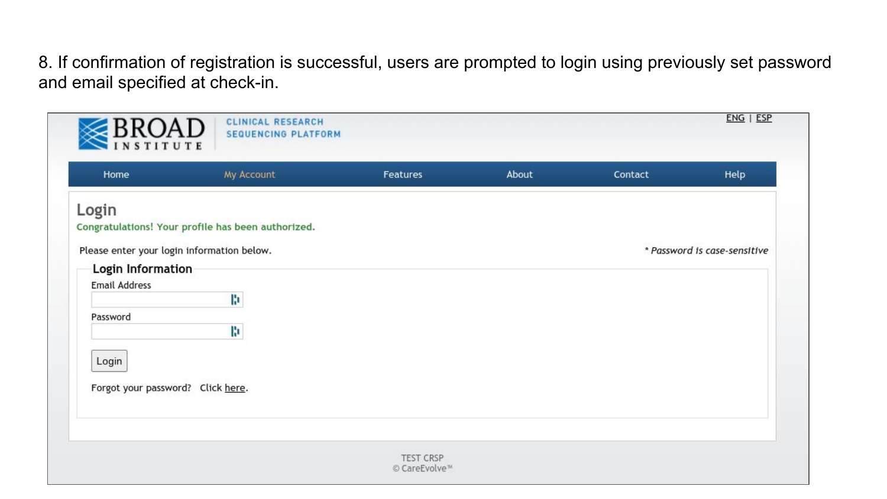8. If confirmation of registration is successful, users are prompted to login using previously set password and email specified at check-in.

BROAD INSTITUTE | CLINICAL RESEARCH SEQUENCING PLATFORM

ENG | ESP

Home | My Account | Features | About | Contact | Help

## Login

Congratulations! Your profile has been authorized.

Please enter your login information below.

* Password is case-sensitive

### Login Information

Email Address

Password

Login

Forgot your password? Click here.

TEST CRSP
© CareEvolve™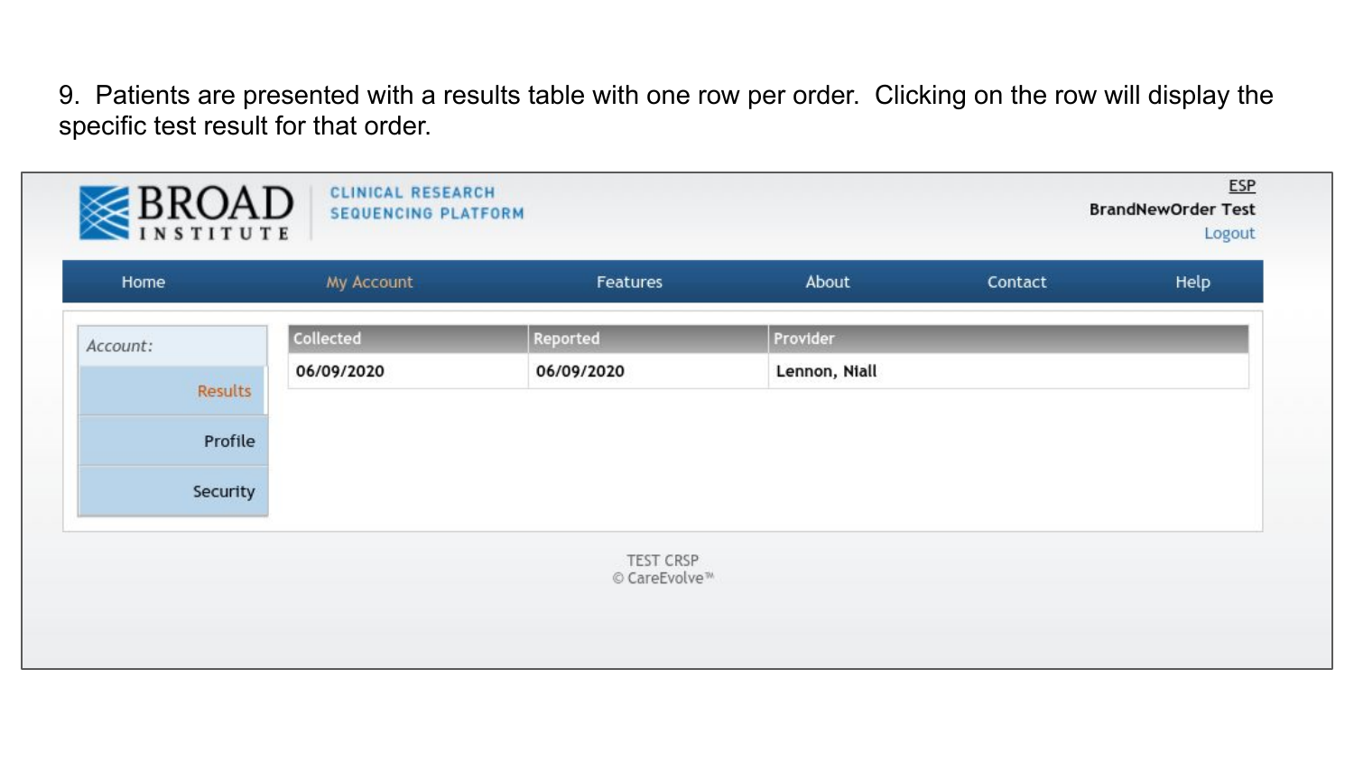9. Patients are presented with a results table with one row per order. Clicking on the row will display the specific test result for that order.

BROAD INSTITUTE | CLINICAL RESEARCH SEQUENCING PLATFORM

ESP

**BrandNewOrder Test**

Logout

Home | My Account | Features | About | Contact | Help

*Account:*

- Results
- Profile
- Security

| Collected | Reported | Provider |
| --- | --- | --- |
| 06/09/2020 | 06/09/2020 | Lennon, Niall |

TEST CRSP
© CareEvolve™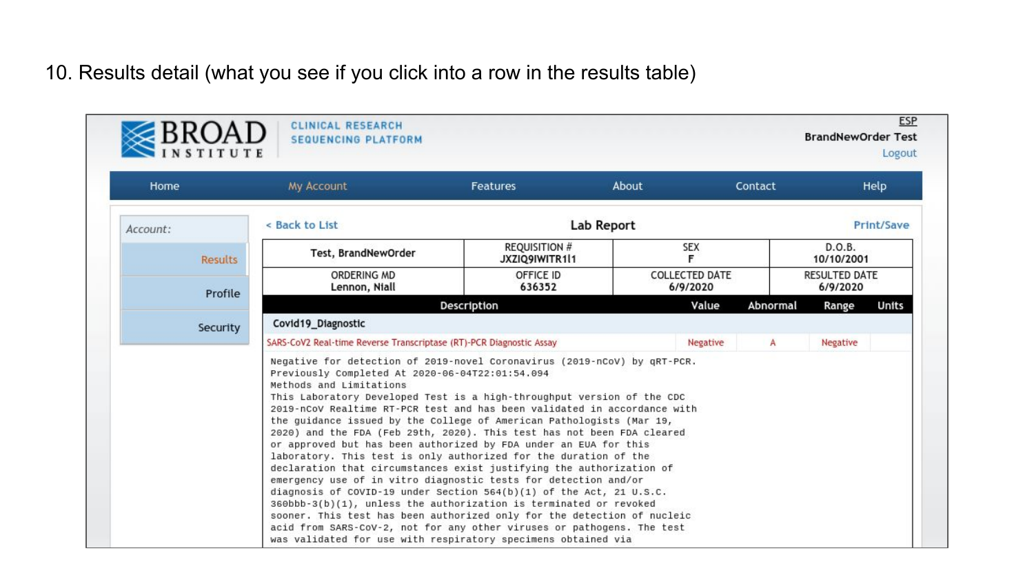10. Results detail (what you see if you click into a row in the results table)

BROAD INSTITUTE | CLINICAL RESEARCH SEQUENCING PLATFORM

ESP
BrandNewOrder Test
Logout

Home | My Account | Features | About | Contact | Help

Account:
- Results
- Profile
- Security

< Back to List

**Lab Report**

Print/Save

| Test, BrandNewOrder | REQUISITION # JXZIQ9IWITR1l1 | SEX F | D.O.B. 10/10/2001 |
|---|---|---|---|
| ORDERING MD Lennon, Niall | OFFICE ID 636352 | COLLECTED DATE 6/9/2020 | RESULTED DATE 6/9/2020 |

| Description | Value | Abnormal | Range | Units |
|---|---|---|---|---|
| **Covid19_Diagnostic** | | | | |
| SARS-CoV2 Real-time Reverse Transcriptase (RT)-PCR Diagnostic Assay | Negative | A | Negative | |

```
Negative for detection of 2019-novel Coronavirus (2019-nCoV) by qRT-PCR.
Previously Completed At 2020-06-04T22:01:54.094
Methods and Limitations
This Laboratory Developed Test is a high-throughput version of the CDC
2019-nCoV Realtime RT-PCR test and has been validated in accordance with
the guidance issued by the College of American Pathologists (Mar 19,
2020) and the FDA (Feb 29th, 2020). This test has not been FDA cleared
or approved but has been authorized by FDA under an EUA for this
laboratory. This test is only authorized for the duration of the
declaration that circumstances exist justifying the authorization of
emergency use of in vitro diagnostic tests for detection and/or
diagnosis of COVID-19 under Section 564(b)(1) of the Act, 21 U.S.C.
360bbb-3(b)(1), unless the authorization is terminated or revoked
sooner. This test has been authorized only for the detection of nucleic
acid from SARS-CoV-2, not for any other viruses or pathogens. The test
was validated for use with respiratory specimens obtained via
```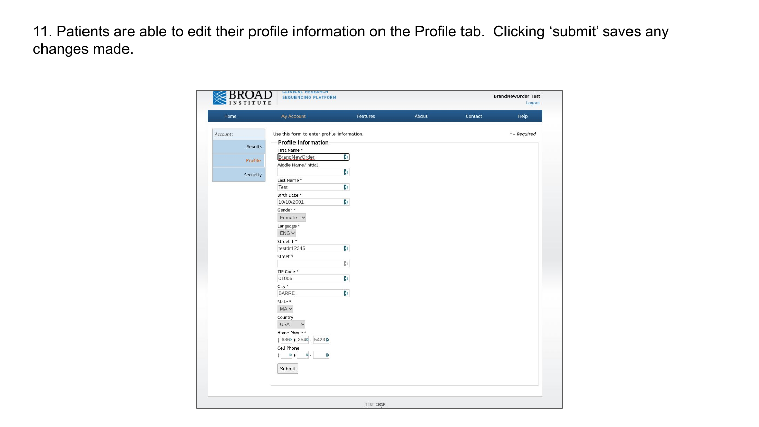11. Patients are able to edit their profile information on the Profile tab. Clicking 'submit' saves any changes made.

BROAD INSTITUTE | CLINICAL RESEARCH SEQUENCING PLATFORM

BrandNewOrder Test
Logout

Home | My Account | Features | About | Contact | Help

*Account:*

- Results
- Profile
- Security

Use this form to enter profile information.

* = *Required*

**Profile Information**

First Name *
BrandNewOrder

Middle Name/Initial

Last Name *
Test

Birth Date *
10/10/2001

Gender *
Female

Language *
ENG

Street 1 *
testdr12345

Street 2

ZIP Code *
01005

City *
BARRE

State *
MA

Country
USA

Home Phone *
( 636 ) 354 - 5423

Cell Phone
( ) -

Submit

TEST CRSP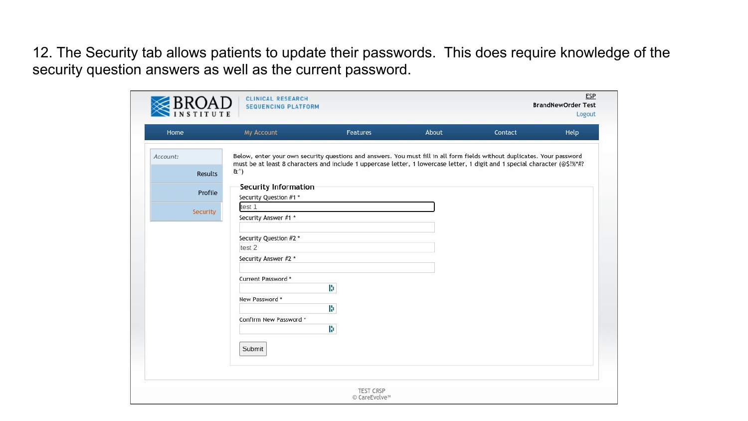12. The Security tab allows patients to update their passwords. This does require knowledge of the security question answers as well as the current password.

BROAD INSTITUTE | CLINICAL RESEARCH SEQUENCING PLATFORM

ESP
BrandNewOrder Test
Logout

Home | My Account | Features | About | Contact | Help

*Account:*

- Results
- Profile
- Security

Below, enter your own security questions and answers. You must fill in all form fields without duplicates. Your password must be at least 8 characters and include 1 uppercase letter, 1 lowercase letter, 1 digit and 1 special character (@$!%*#?&^)

**Security Information**

Security Question #1 *
test 1

Security Answer #1 *

Security Question #2 *
test 2

Security Answer #2 *

Current Password *

New Password *

Confirm New Password *

Submit

TEST CRSP
© CareEvolve™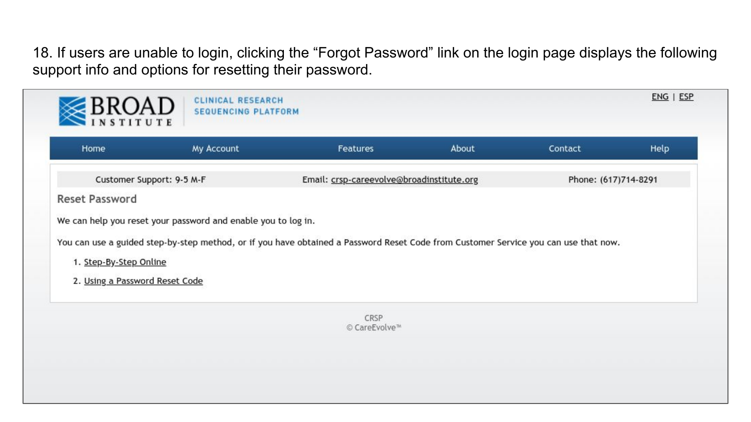18. If users are unable to login, clicking the “Forgot Password” link on the login page displays the following support info and options for resetting their password.

BROAD INSTITUTE | CLINICAL RESEARCH SEQUENCING PLATFORM

ENG | ESP

Home | My Account | Features | About | Contact | Help

Customer Support: 9-5 M-F    Email: crsp-careevolve@broadinstitute.org    Phone: (617)714-8291

## Reset Password

We can help you reset your password and enable you to log in.

You can use a guided step-by-step method, or if you have obtained a Password Reset Code from Customer Service you can use that now.

1. Step-By-Step Online
2. Using a Password Reset Code

CRSP
© CareEvolve™